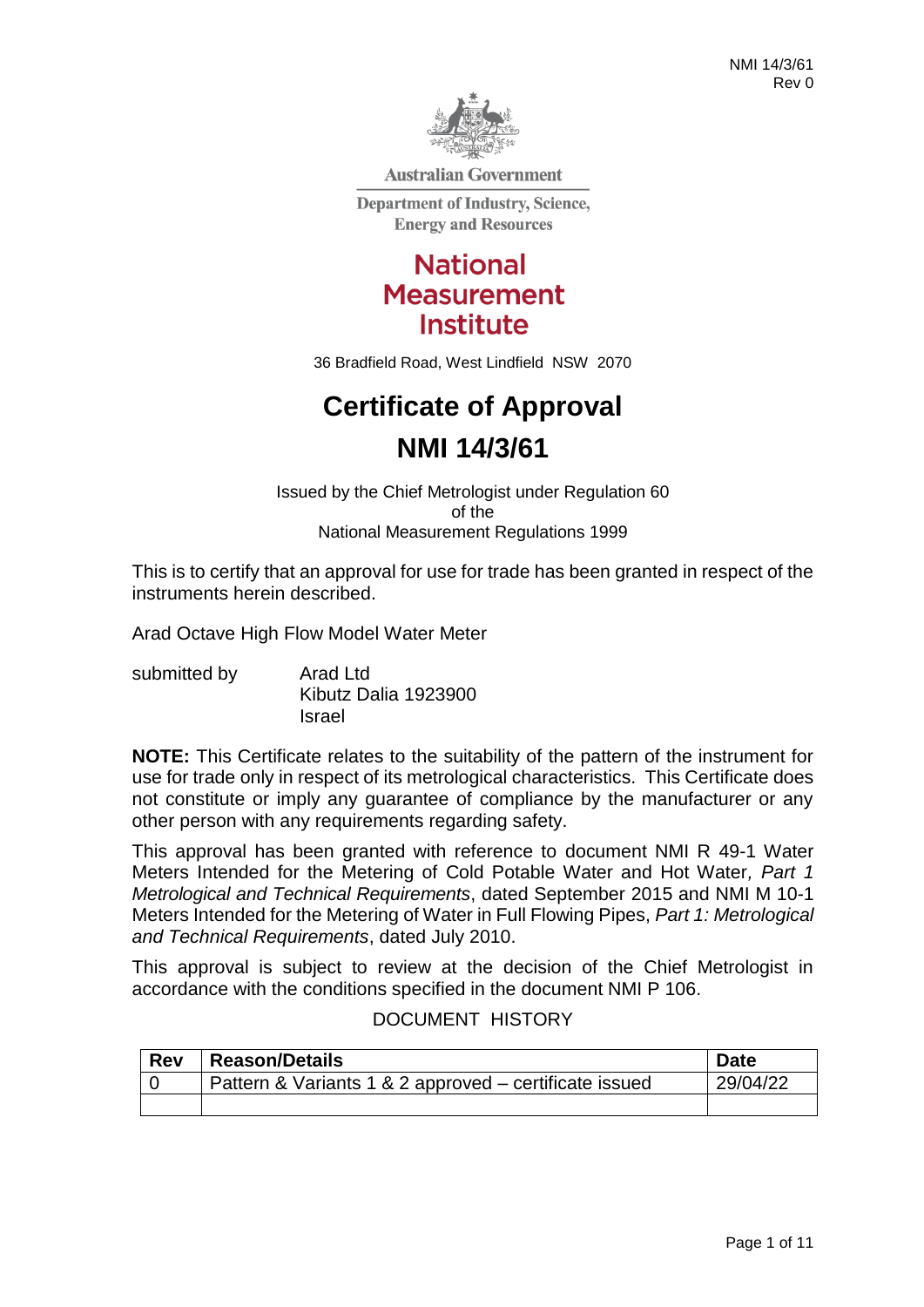Australian Government

Department of Industry, Science, Energy and Resources

National Measurement Institute

36 Bradfield Road, West Lindfield NSW 2070

# Certificate of Approval

# NMI 14/3/61

Issued by the Chief Metrologist under Regulation 60
of the
National Measurement Regulations 1999

This is to certify that an approval for use for trade has been granted in respect of the instruments herein described.

Arad Octave High Flow Model Water Meter

submitted by Arad Ltd
Kibutz Dalia 1923900
Israel

**NOTE:** This Certificate relates to the suitability of the pattern of the instrument for use for trade only in respect of its metrological characteristics. This Certificate does not constitute or imply any guarantee of compliance by the manufacturer or any other person with any requirements regarding safety.

This approval has been granted with reference to document NMI R 49-1 Water Meters Intended for the Metering of Cold Potable Water and Hot Water, *Part 1 Metrological and Technical Requirements*, dated September 2015 and NMI M 10-1 Meters Intended for the Metering of Water in Full Flowing Pipes, *Part 1: Metrological and Technical Requirements*, dated July 2010.

This approval is subject to review at the decision of the Chief Metrologist in accordance with the conditions specified in the document NMI P 106.

DOCUMENT HISTORY

| Rev | Reason/Details | Date |
|---|---|---|
| 0 | Pattern & Variants 1 & 2 approved – certificate issued | 29/04/22 |
| | | |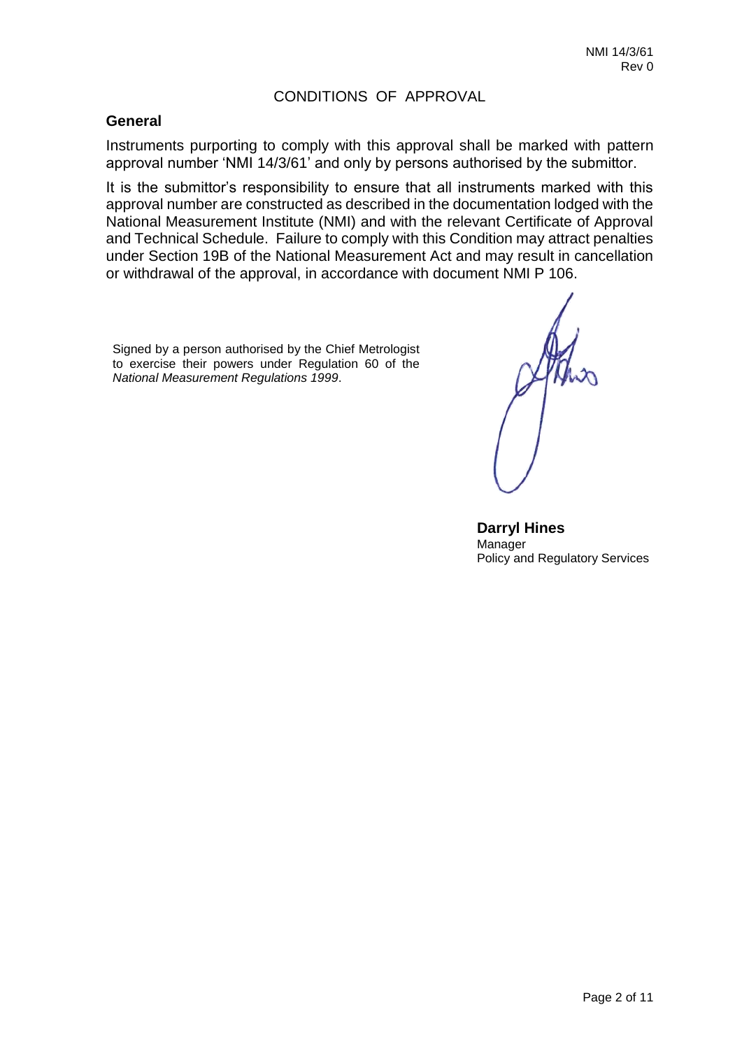# CONDITIONS OF APPROVAL

## General

Instruments purporting to comply with this approval shall be marked with pattern approval number 'NMI 14/3/61' and only by persons authorised by the submittor.

It is the submittor's responsibility to ensure that all instruments marked with this approval number are constructed as described in the documentation lodged with the National Measurement Institute (NMI) and with the relevant Certificate of Approval and Technical Schedule. Failure to comply with this Condition may attract penalties under Section 19B of the National Measurement Act and may result in cancellation or withdrawal of the approval, in accordance with document NMI P 106.

Signed by a person authorised by the Chief Metrologist to exercise their powers under Regulation 60 of the *National Measurement Regulations 1999*.

**Darryl Hines**
Manager
Policy and Regulatory Services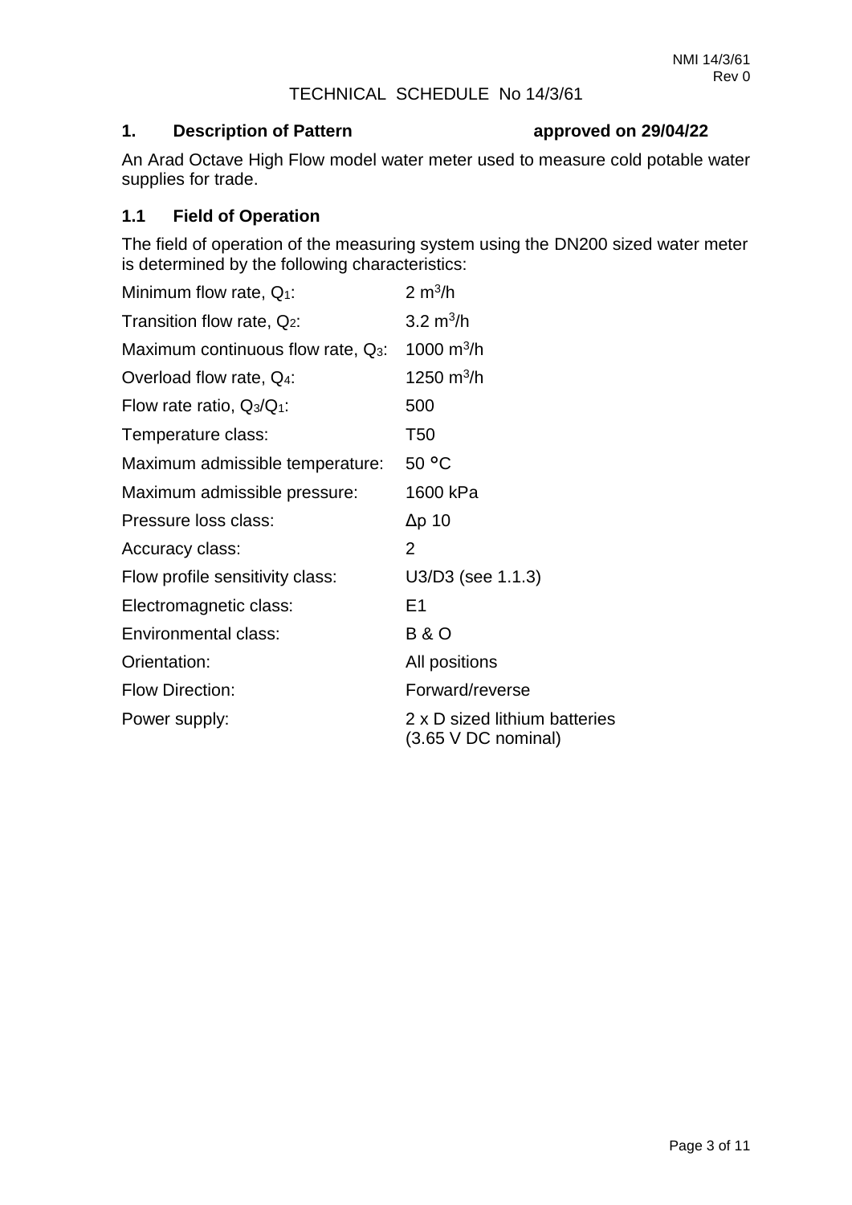TECHNICAL SCHEDULE No 14/3/61

## 1. Description of Pattern approved on 29/04/22

An Arad Octave High Flow model water meter used to measure cold potable water supplies for trade.

### 1.1 Field of Operation

The field of operation of the measuring system using the DN200 sized water meter is determined by the following characteristics:

| | |
|---|---|
| Minimum flow rate, $Q_1$: | 2 $m^3/h$ |
| Transition flow rate, $Q_2$: | 3.2 $m^3/h$ |
| Maximum continuous flow rate, $Q_3$: | 1000 $m^3/h$ |
| Overload flow rate, $Q_4$: | 1250 $m^3/h$ |
| Flow rate ratio, $Q_3/Q_1$: | 500 |
| Temperature class: | T50 |
| Maximum admissible temperature: | 50 °C |
| Maximum admissible pressure: | 1600 kPa |
| Pressure loss class: | Δp 10 |
| Accuracy class: | 2 |
| Flow profile sensitivity class: | U3/D3 (see 1.1.3) |
| Electromagnetic class: | E1 |
| Environmental class: | B & O |
| Orientation: | All positions |
| Flow Direction: | Forward/reverse |
| Power supply: | 2 x D sized lithium batteries (3.65 V DC nominal) |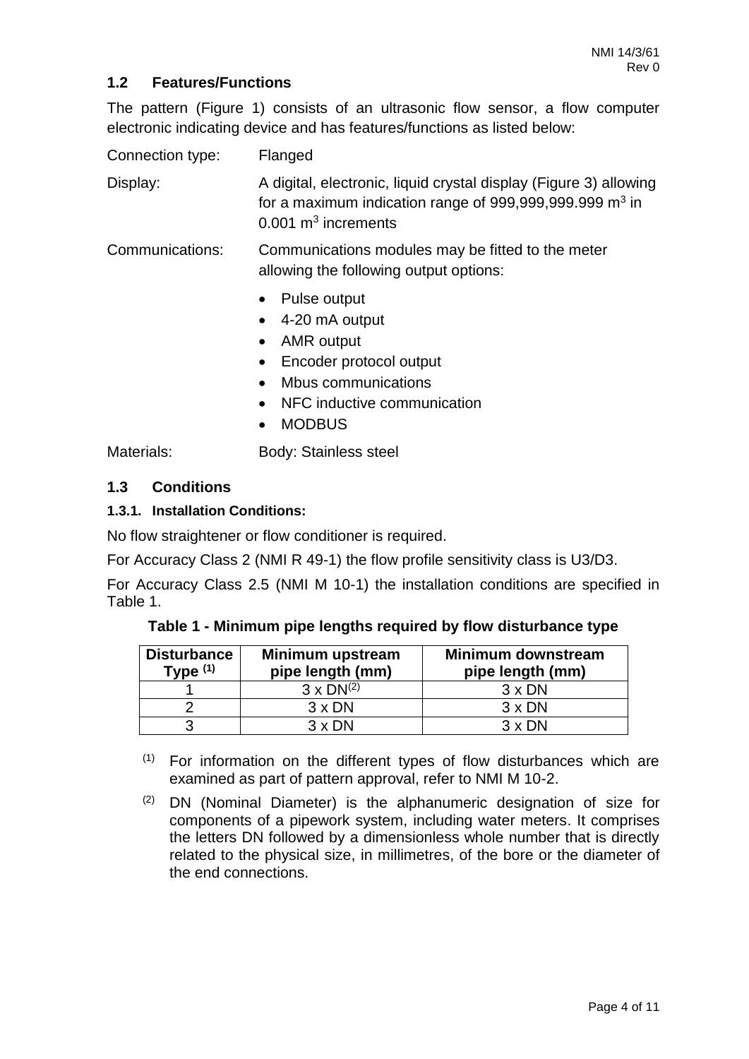## 1.2 Features/Functions

The pattern (Figure 1) consists of an ultrasonic flow sensor, a flow computer electronic indicating device and has features/functions as listed below:

Connection type: Flanged

Display: A digital, electronic, liquid crystal display (Figure 3) allowing for a maximum indication range of 999,999,999.999 $m^3$ in 0.001 $m^3$ increments

Communications: Communications modules may be fitted to the meter allowing the following output options:

- Pulse output
- 4-20 mA output
- AMR output
- Encoder protocol output
- Mbus communications
- NFC inductive communication
- MODBUS

Materials: Body: Stainless steel

## 1.3 Conditions

### 1.3.1. Installation Conditions:

No flow straightener or flow conditioner is required.

For Accuracy Class 2 (NMI R 49-1) the flow profile sensitivity class is U3/D3.

For Accuracy Class 2.5 (NMI M 10-1) the installation conditions are specified in Table 1.

**Table 1 - Minimum pipe lengths required by flow disturbance type**

| Disturbance Type [(1)] | Minimum upstream pipe length (mm) | Minimum downstream pipe length (mm) |
|---|---|---|
| 1 | 3 x DN[(2)] | 3 x DN |
| 2 | 3 x DN | 3 x DN |
| 3 | 3 x DN | 3 x DN |

[(1)] For information on the different types of flow disturbances which are examined as part of pattern approval, refer to NMI M 10-2.

[(2)] DN (Nominal Diameter) is the alphanumeric designation of size for components of a pipework system, including water meters. It comprises the letters DN followed by a dimensionless whole number that is directly related to the physical size, in millimetres, of the bore or the diameter of the end connections.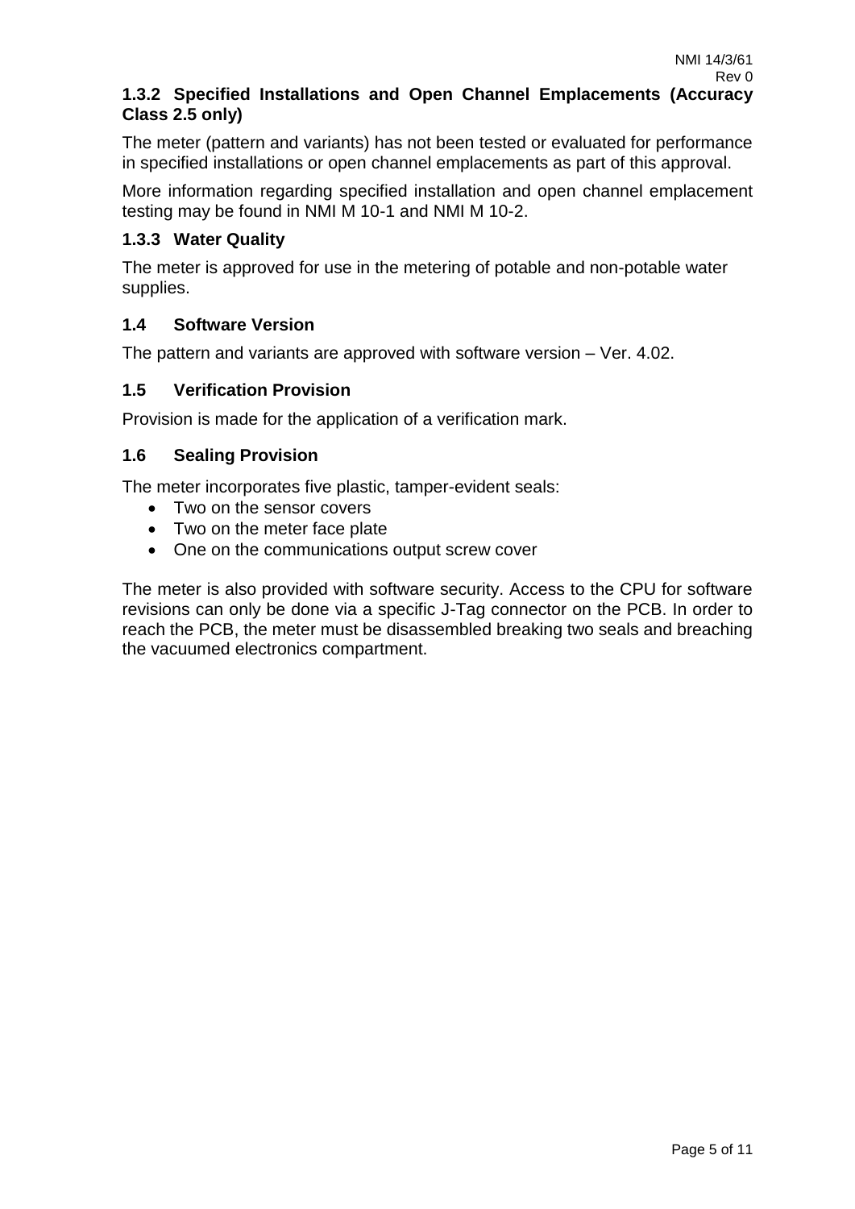### 1.3.2 Specified Installations and Open Channel Emplacements (Accuracy Class 2.5 only)

The meter (pattern and variants) has not been tested or evaluated for performance in specified installations or open channel emplacements as part of this approval.

More information regarding specified installation and open channel emplacement testing may be found in NMI M 10-1 and NMI M 10-2.

### 1.3.3 Water Quality

The meter is approved for use in the metering of potable and non-potable water supplies.

## 1.4 Software Version

The pattern and variants are approved with software version – Ver. 4.02.

## 1.5 Verification Provision

Provision is made for the application of a verification mark.

## 1.6 Sealing Provision

The meter incorporates five plastic, tamper-evident seals:

- Two on the sensor covers
- Two on the meter face plate
- One on the communications output screw cover

The meter is also provided with software security. Access to the CPU for software revisions can only be done via a specific J-Tag connector on the PCB. In order to reach the PCB, the meter must be disassembled breaking two seals and breaching the vacuumed electronics compartment.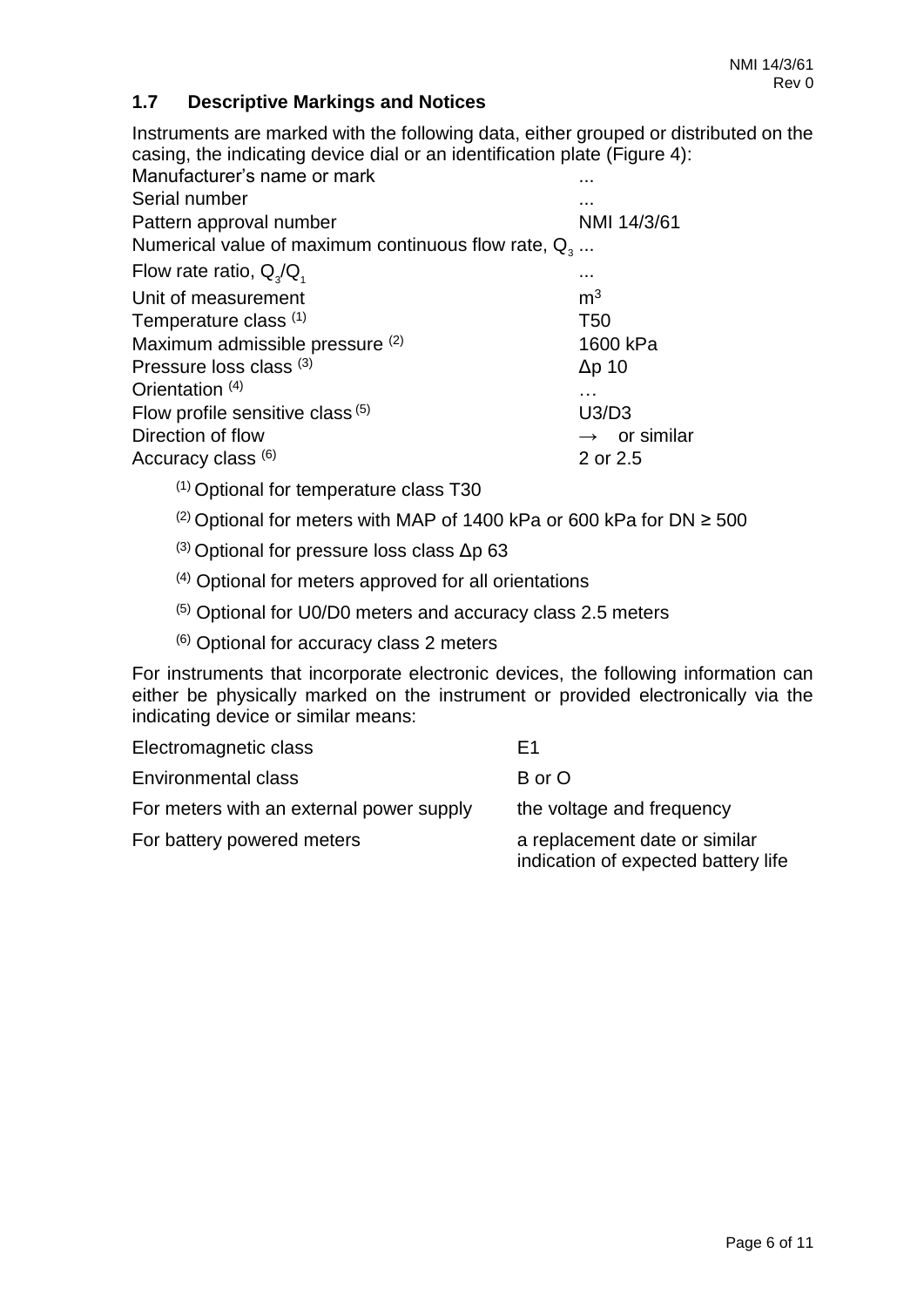## 1.7 Descriptive Markings and Notices

Instruments are marked with the following data, either grouped or distributed on the casing, the indicating device dial or an identification plate (Figure 4):

| | |
|---|---|
| Manufacturer's name or mark | ... |
| Serial number | ... |
| Pattern approval number | NMI 14/3/61 |
| Numerical value of maximum continuous flow rate, $Q_3$ | ... |
| Flow rate ratio, $Q_3/Q_1$ | ... |
| Unit of measurement | $m^3$ |
| Temperature class [(1)] | T50 |
| Maximum admissible pressure [(2)] | 1600 kPa |
| Pressure loss class [(3)] | Δp 10 |
| Orientation [(4)] | … |
| Flow profile sensitive class [(5)] | U3/D3 |
| Direction of flow | → or similar |
| Accuracy class [(6)] | 2 or 2.5 |

[(1)] Optional for temperature class T30

[(2)] Optional for meters with MAP of 1400 kPa or 600 kPa for DN ≥ 500

[(3)] Optional for pressure loss class Δp 63

[(4)] Optional for meters approved for all orientations

[(5)] Optional for U0/D0 meters and accuracy class 2.5 meters

[(6)] Optional for accuracy class 2 meters

For instruments that incorporate electronic devices, the following information can either be physically marked on the instrument or provided electronically via the indicating device or similar means:

| | |
|---|---|
| Electromagnetic class | E1 |
| Environmental class | B or O |
| For meters with an external power supply | the voltage and frequency |
| For battery powered meters | a replacement date or similar indication of expected battery life |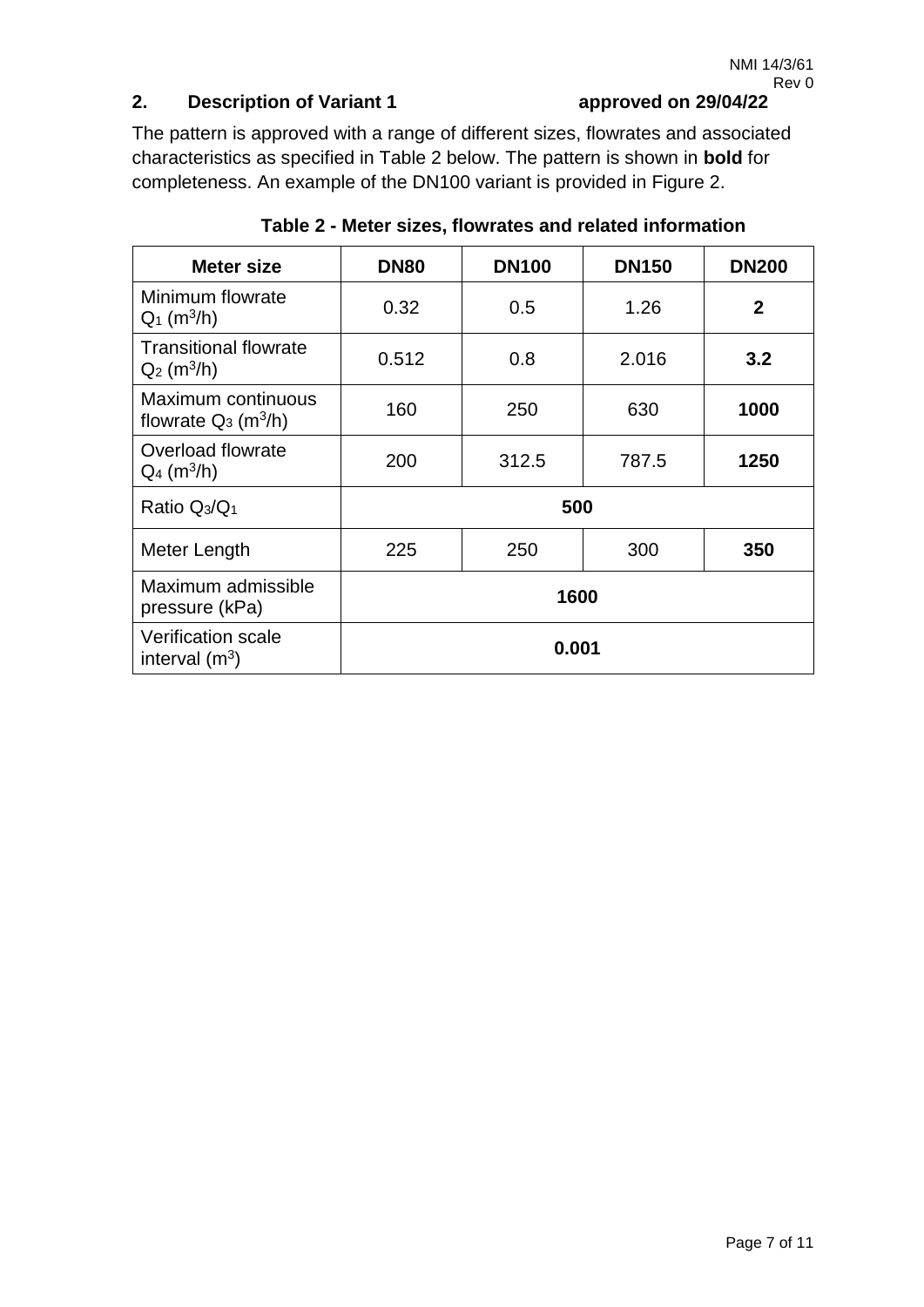## 2. Description of Variant 1 approved on 29/04/22

The pattern is approved with a range of different sizes, flowrates and associated characteristics as specified in Table 2 below. The pattern is shown in **bold** for completeness. An example of the DN100 variant is provided in Figure 2.

**Table 2 - Meter sizes, flowrates and related information**

| Meter size | DN80 | DN100 | DN150 | DN200 |
|---|---|---|---|---|
| Minimum flowrate $Q_1$ ($m^3/h$) | 0.32 | 0.5 | 1.26 | **2** |
| Transitional flowrate $Q_2$ ($m^3/h$) | 0.512 | 0.8 | 2.016 | **3.2** |
| Maximum continuous flowrate $Q_3$ ($m^3/h$) | 160 | 250 | 630 | **1000** |
| Overload flowrate $Q_4$ ($m^3/h$) | 200 | 312.5 | 787.5 | **1250** |
| Ratio $Q_3/Q_1$ | **500** | | | |
| Meter Length | 225 | 250 | 300 | **350** |
| Maximum admissible pressure (kPa) | **1600** | | | |
| Verification scale interval ($m^3$) | **0.001** | | | |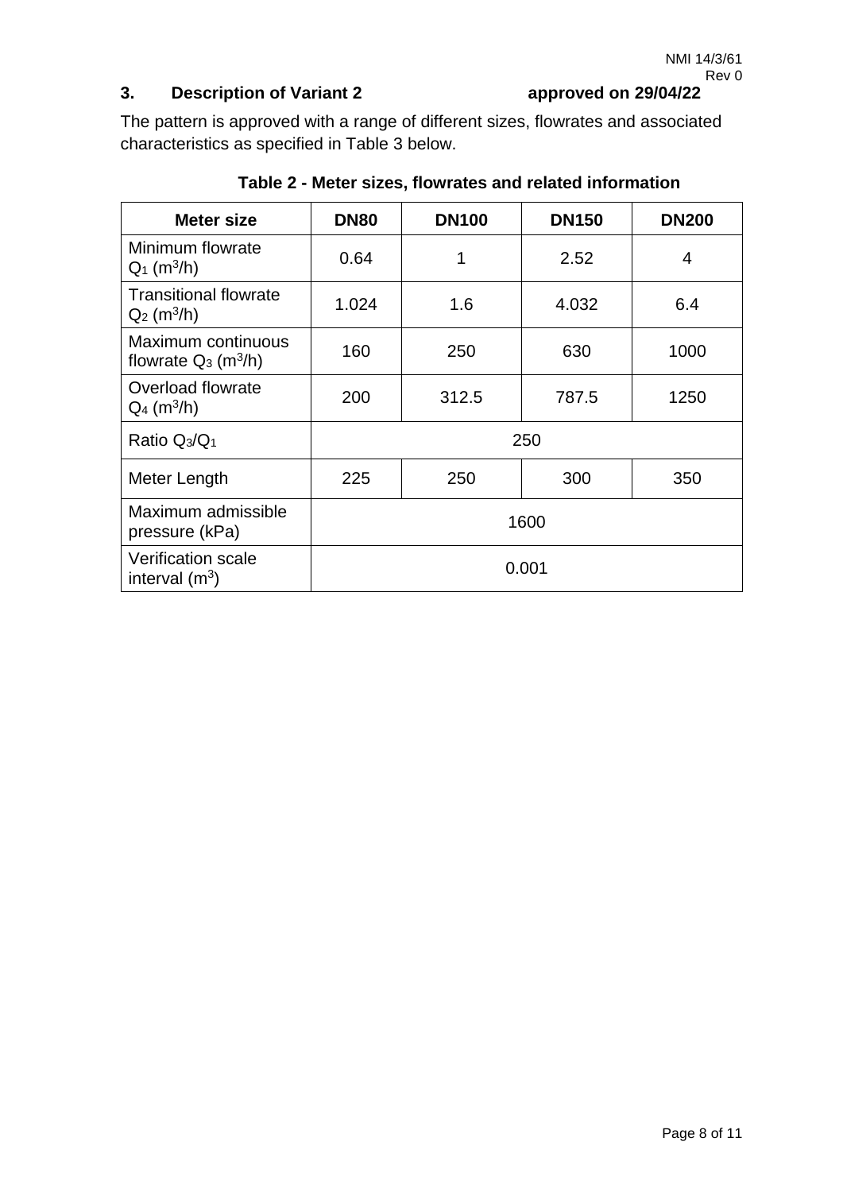## 3. Description of Variant 2 approved on 29/04/22

The pattern is approved with a range of different sizes, flowrates and associated characteristics as specified in Table 3 below.

**Table 2 - Meter sizes, flowrates and related information**

| Meter size | DN80 | DN100 | DN150 | DN200 |
|---|---|---|---|---|
| Minimum flowrate $Q_1$ ($m^3/h$) | 0.64 | 1 | 2.52 | 4 |
| Transitional flowrate $Q_2$ ($m^3/h$) | 1.024 | 1.6 | 4.032 | 6.4 |
| Maximum continuous flowrate $Q_3$ ($m^3/h$) | 160 | 250 | 630 | 1000 |
| Overload flowrate $Q_4$ ($m^3/h$) | 200 | 312.5 | 787.5 | 1250 |
| Ratio $Q_3/Q_1$ | 250 | | | |
| Meter Length | 225 | 250 | 300 | 350 |
| Maximum admissible pressure (kPa) | 1600 | | | |
| Verification scale interval ($m^3$) | 0.001 | | | |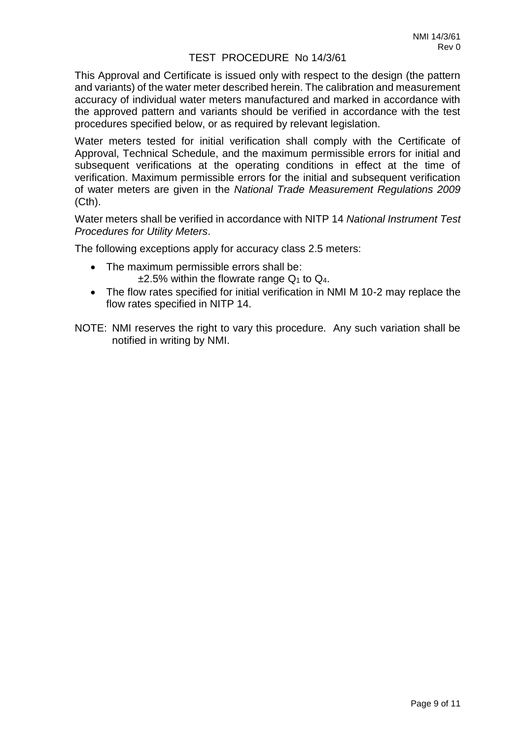# TEST PROCEDURE No 14/3/61

This Approval and Certificate is issued only with respect to the design (the pattern and variants) of the water meter described herein. The calibration and measurement accuracy of individual water meters manufactured and marked in accordance with the approved pattern and variants should be verified in accordance with the test procedures specified below, or as required by relevant legislation.

Water meters tested for initial verification shall comply with the Certificate of Approval, Technical Schedule, and the maximum permissible errors for initial and subsequent verifications at the operating conditions in effect at the time of verification. Maximum permissible errors for the initial and subsequent verification of water meters are given in the *National Trade Measurement Regulations 2009* (Cth).

Water meters shall be verified in accordance with NITP 14 *National Instrument Test Procedures for Utility Meters*.

The following exceptions apply for accuracy class 2.5 meters:

- The maximum permissible errors shall be:
  ±2.5% within the flowrate range $Q_1$ to $Q_4$.
- The flow rates specified for initial verification in NMI M 10-2 may replace the flow rates specified in NITP 14.

NOTE: NMI reserves the right to vary this procedure. Any such variation shall be notified in writing by NMI.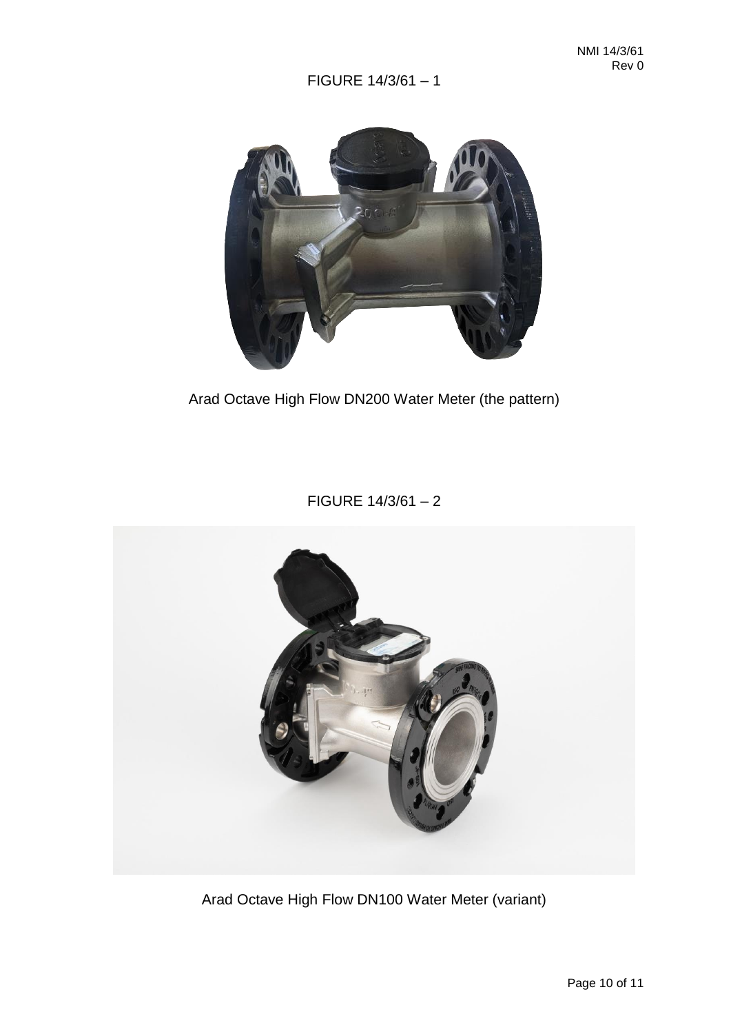FIGURE 14/3/61 – 1

Arad Octave High Flow DN200 Water Meter (the pattern)

FIGURE 14/3/61 – 2

Arad Octave High Flow DN100 Water Meter (variant)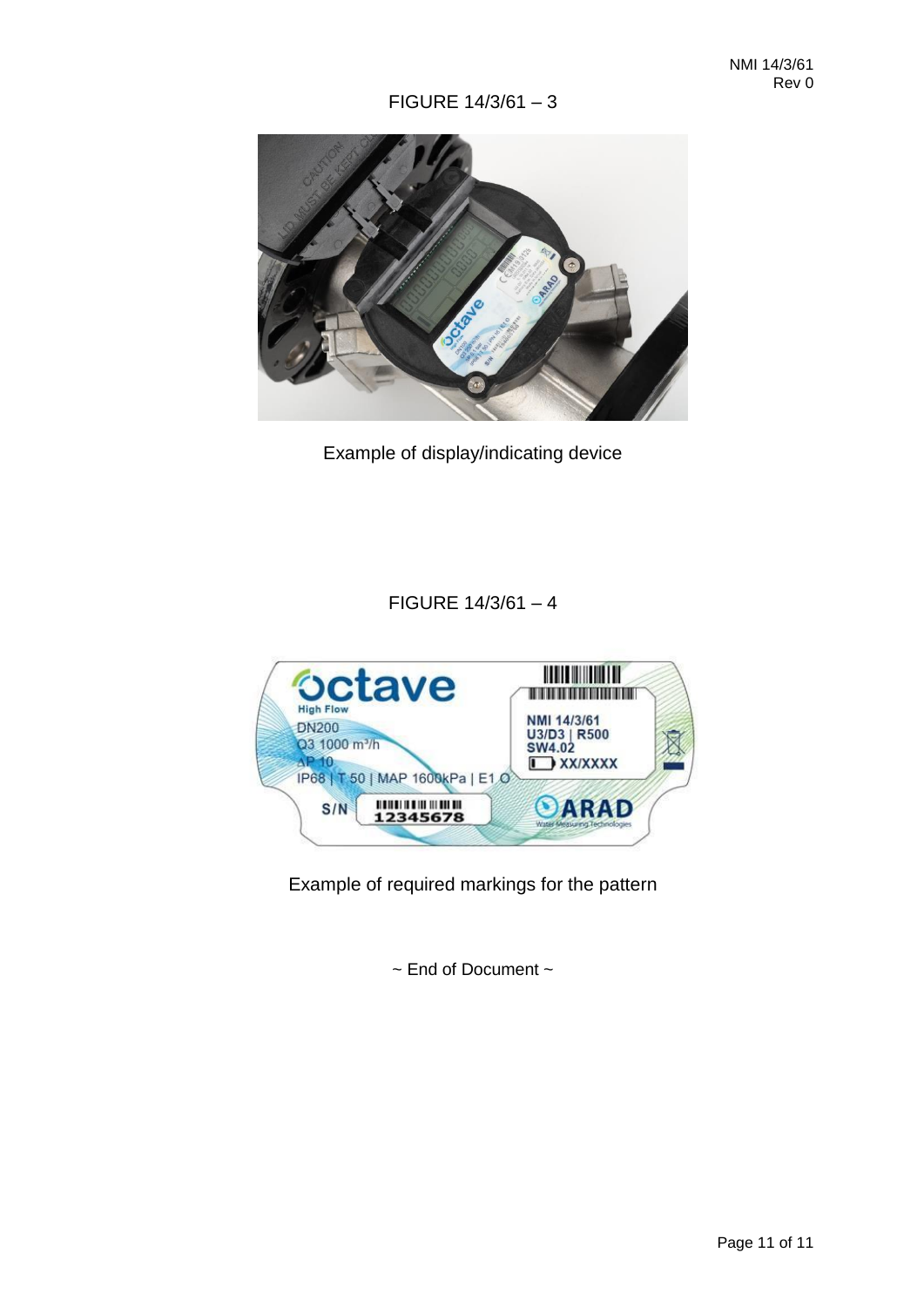FIGURE 14/3/61 – 3

Example of display/indicating device

FIGURE 14/3/61 – 4

Example of required markings for the pattern

~ End of Document ~